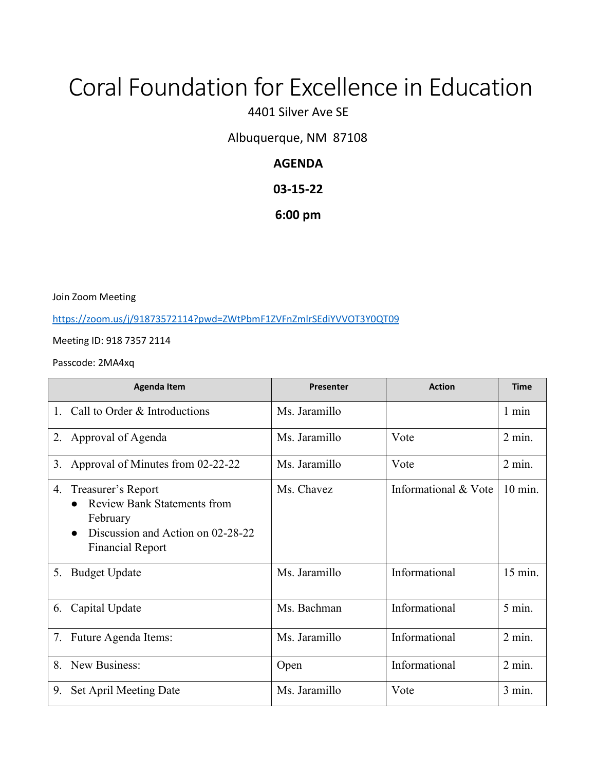# Coral Foundation for Excellence in Education

4401 Silver Ave SE

Albuquerque, NM 87108

**AGENDA**

**03-15-22**

**6:00 pm**

Join Zoom Meeting

https://zoom.us/j/91873572114?pwd=ZWtPbmF1ZVFnZmlrSEdiYVVOT3Y0QT09

Meeting ID: 918 7357 2114

Passcode: 2MA4xq

| Agenda Item | Presenter | Action | Time |
|---|---|---|---|
| 1. Call to Order & Introductions | Ms. Jaramillo | | 1 min |
| 2. Approval of Agenda | Ms. Jaramillo | Vote | 2 min. |
| 3. Approval of Minutes from 02-22-22 | Ms. Jaramillo | Vote | 2 min. |
| 4. Treasurer's Report<br>● Review Bank Statements from February<br>● Discussion and Action on 02-28-22 Financial Report | Ms. Chavez | Informational & Vote | 10 min. |
| 5. Budget Update | Ms. Jaramillo | Informational | 15 min. |
| 6. Capital Update | Ms. Bachman | Informational | 5 min. |
| 7. Future Agenda Items: | Ms. Jaramillo | Informational | 2 min. |
| 8. New Business: | Open | Informational | 2 min. |
| 9. Set April Meeting Date | Ms. Jaramillo | Vote | 3 min. |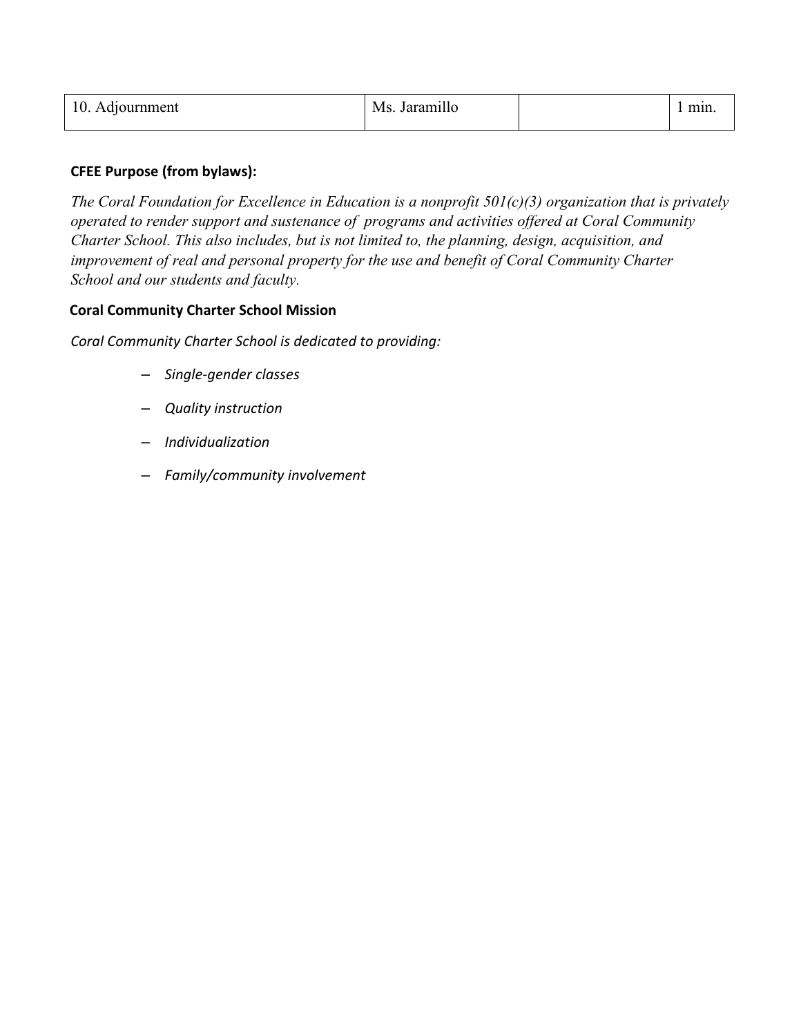| | | | |
|---|---|---|---|
| 10. Adjournment | Ms. Jaramillo | | 1 min. |

**CFEE Purpose (from bylaws):**

*The Coral Foundation for Excellence in Education is a nonprofit 501(c)(3) organization that is privately operated to render support and sustenance of programs and activities offered at Coral Community Charter School. This also includes, but is not limited to, the planning, design, acquisition, and improvement of real and personal property for the use and benefit of Coral Community Charter School and our students and faculty.*

**Coral Community Charter School Mission**

*Coral Community Charter School is dedicated to providing:*

- *Single-gender classes*
- *Quality instruction*
- *Individualization*
- *Family/community involvement*